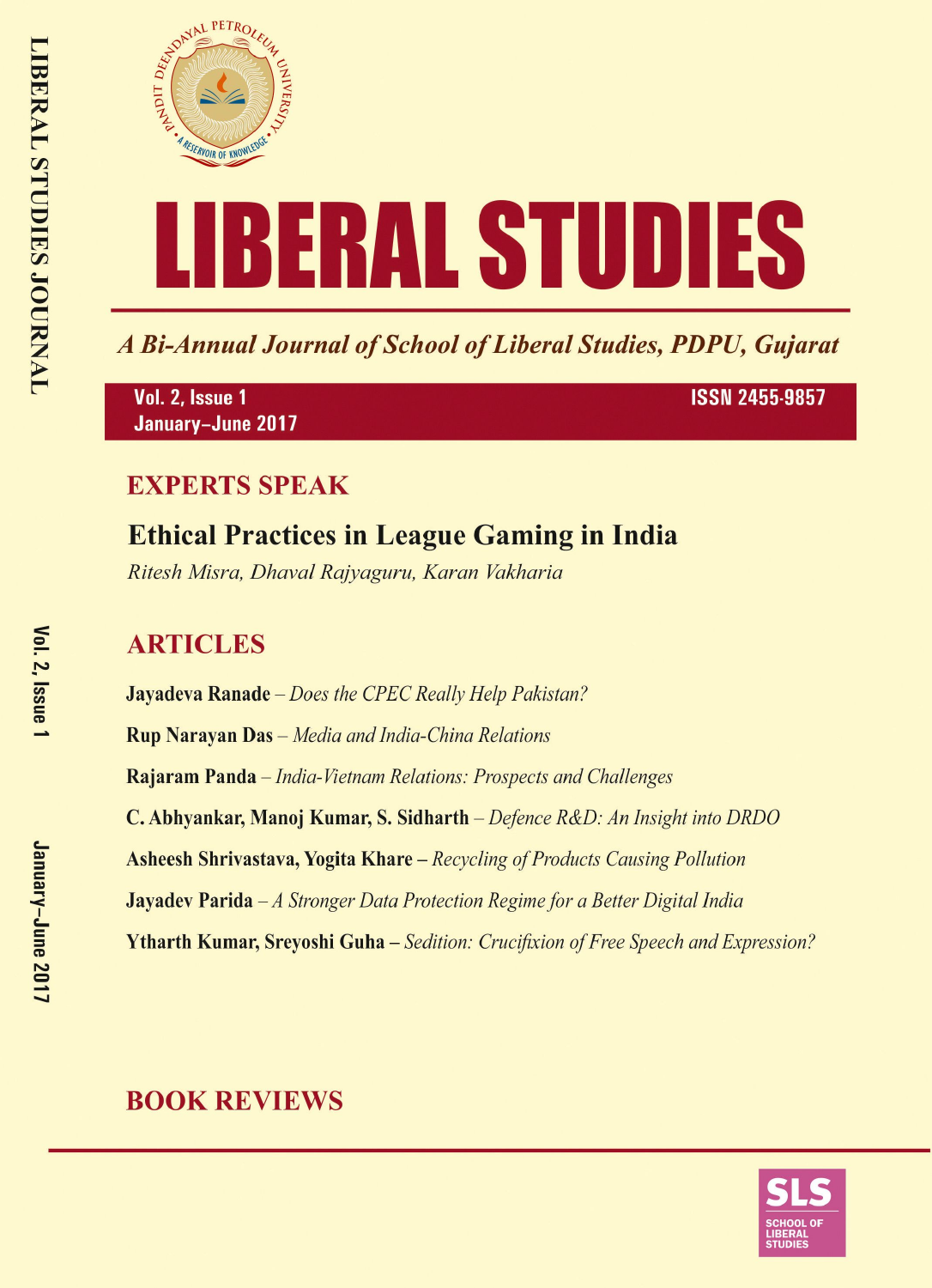LIBERAL STUDIES JOURNAL

PANDIT DEENDAYAL PETROLEUM UNIVERSITY
A RESERVOIR OF KNOWLEDGE

# LIBERAL STUDIES

*A Bi-Annual Journal of School of Liberal Studies, PDPU, Gujarat*

**Vol. 2, Issue 1**
**January–June 2017**

**ISSN 2455-9857**

## EXPERTS SPEAK

### Ethical Practices in League Gaming in India

*Ritesh Misra, Dhaval Rajyaguru, Karan Vakharia*

## ARTICLES

**Jayadeva Ranade** – *Does the CPEC Really Help Pakistan?*

**Rup Narayan Das** – *Media and India-China Relations*

**Rajaram Panda** – *India-Vietnam Relations: Prospects and Challenges*

**C. Abhyankar, Manoj Kumar, S. Sidharth** – *Defence R&D: An Insight into DRDO*

**Asheesh Shrivastava, Yogita Khare** – *Recycling of Products Causing Pollution*

**Jayadev Parida** – *A Stronger Data Protection Regime for a Better Digital India*

**Ytharth Kumar, Sreyoshi Guha** – *Sedition: Crucifixion of Free Speech and Expression?*

## BOOK REVIEWS

SLS
SCHOOL OF LIBERAL STUDIES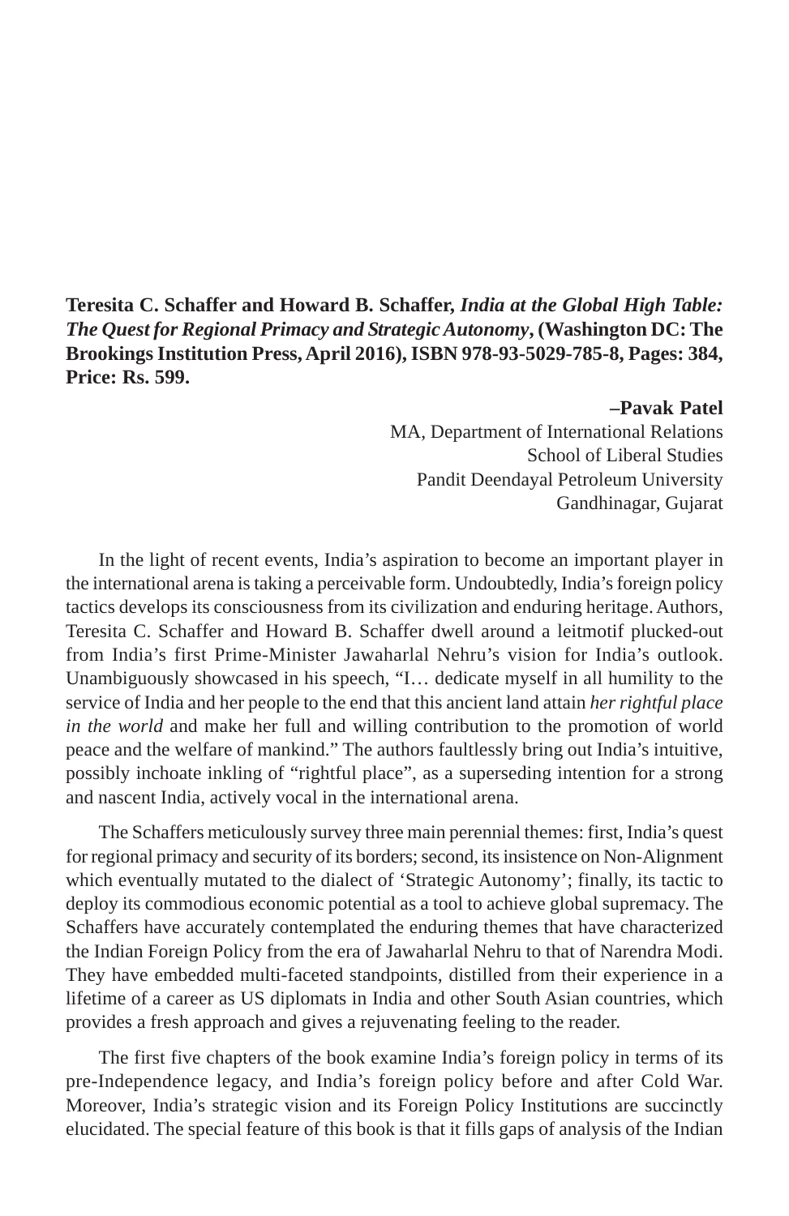**Teresita C. Schaffer and Howard B. Schaffer, *India at the Global High Table: The Quest for Regional Primacy and Strategic Autonomy*, (Washington DC: The Brookings Institution Press, April 2016), ISBN 978-93-5029-785-8, Pages: 384, Price: Rs. 599.**

**–Pavak Patel**
MA, Department of International Relations
School of Liberal Studies
Pandit Deendayal Petroleum University
Gandhinagar, Gujarat

In the light of recent events, India's aspiration to become an important player in the international arena is taking a perceivable form. Undoubtedly, India's foreign policy tactics develops its consciousness from its civilization and enduring heritage. Authors, Teresita C. Schaffer and Howard B. Schaffer dwell around a leitmotif plucked-out from India's first Prime-Minister Jawaharlal Nehru's vision for India's outlook. Unambiguously showcased in his speech, "I… dedicate myself in all humility to the service of India and her people to the end that this ancient land attain *her rightful place in the world* and make her full and willing contribution to the promotion of world peace and the welfare of mankind." The authors faultlessly bring out India's intuitive, possibly inchoate inkling of "rightful place", as a superseding intention for a strong and nascent India, actively vocal in the international arena.

The Schaffers meticulously survey three main perennial themes: first, India's quest for regional primacy and security of its borders; second, its insistence on Non-Alignment which eventually mutated to the dialect of 'Strategic Autonomy'; finally, its tactic to deploy its commodious economic potential as a tool to achieve global supremacy. The Schaffers have accurately contemplated the enduring themes that have characterized the Indian Foreign Policy from the era of Jawaharlal Nehru to that of Narendra Modi. They have embedded multi-faceted standpoints, distilled from their experience in a lifetime of a career as US diplomats in India and other South Asian countries, which provides a fresh approach and gives a rejuvenating feeling to the reader.

The first five chapters of the book examine India's foreign policy in terms of its pre-Independence legacy, and India's foreign policy before and after Cold War. Moreover, India's strategic vision and its Foreign Policy Institutions are succinctly elucidated. The special feature of this book is that it fills gaps of analysis of the Indian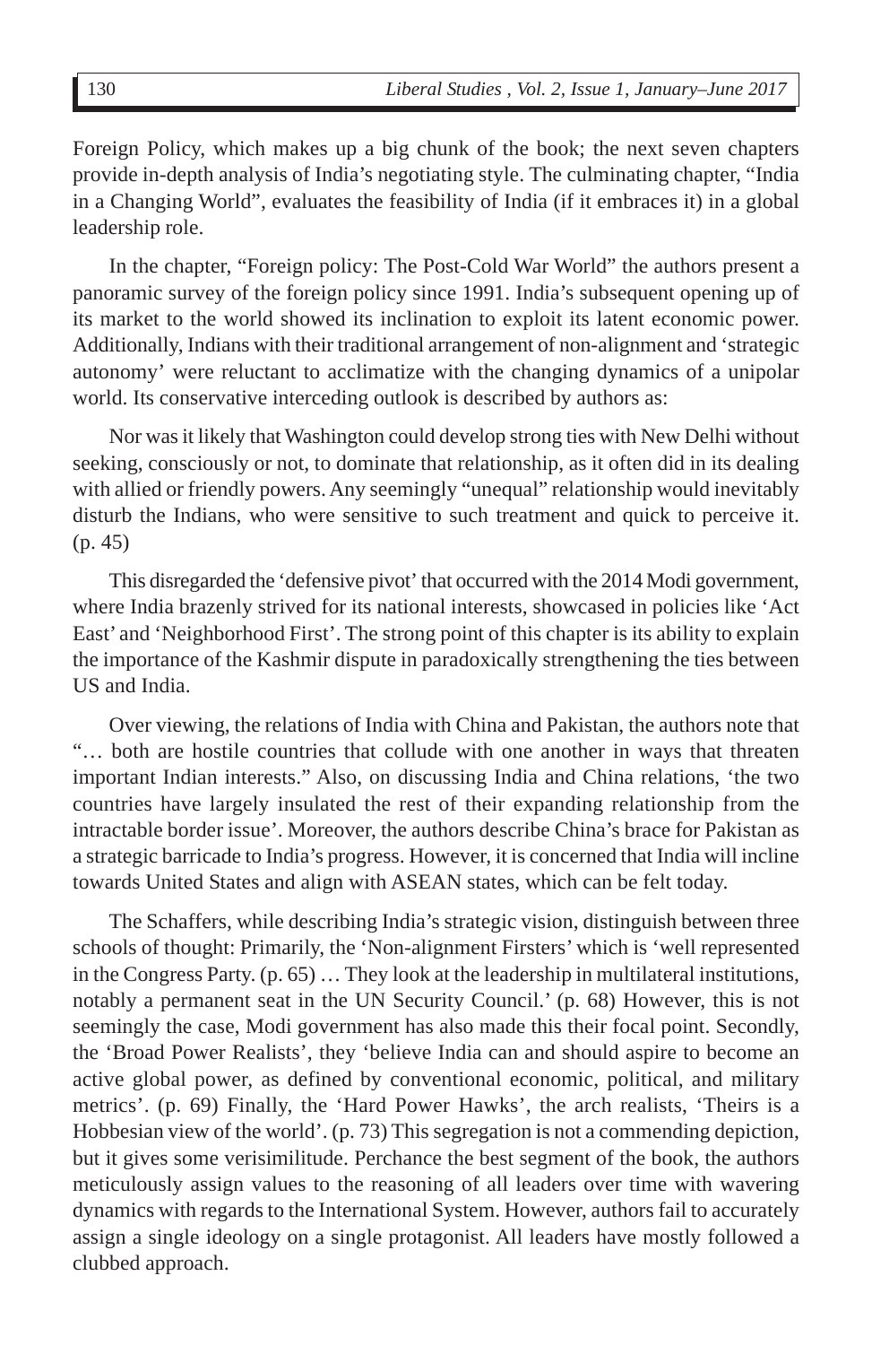Foreign Policy, which makes up a big chunk of the book; the next seven chapters provide in-depth analysis of India's negotiating style. The culminating chapter, "India in a Changing World", evaluates the feasibility of India (if it embraces it) in a global leadership role.

In the chapter, "Foreign policy: The Post-Cold War World" the authors present a panoramic survey of the foreign policy since 1991. India's subsequent opening up of its market to the world showed its inclination to exploit its latent economic power. Additionally, Indians with their traditional arrangement of non-alignment and 'strategic autonomy' were reluctant to acclimatize with the changing dynamics of a unipolar world. Its conservative interceding outlook is described by authors as:

Nor was it likely that Washington could develop strong ties with New Delhi without seeking, consciously or not, to dominate that relationship, as it often did in its dealing with allied or friendly powers. Any seemingly "unequal" relationship would inevitably disturb the Indians, who were sensitive to such treatment and quick to perceive it. (p. 45)

This disregarded the 'defensive pivot' that occurred with the 2014 Modi government, where India brazenly strived for its national interests, showcased in policies like 'Act East' and 'Neighborhood First'. The strong point of this chapter is its ability to explain the importance of the Kashmir dispute in paradoxically strengthening the ties between US and India.

Over viewing, the relations of India with China and Pakistan, the authors note that "… both are hostile countries that collude with one another in ways that threaten important Indian interests." Also, on discussing India and China relations, 'the two countries have largely insulated the rest of their expanding relationship from the intractable border issue'. Moreover, the authors describe China's brace for Pakistan as a strategic barricade to India's progress. However, it is concerned that India will incline towards United States and align with ASEAN states, which can be felt today.

The Schaffers, while describing India's strategic vision, distinguish between three schools of thought: Primarily, the 'Non-alignment Firsters' which is 'well represented in the Congress Party. (p. 65) … They look at the leadership in multilateral institutions, notably a permanent seat in the UN Security Council.' (p. 68) However, this is not seemingly the case, Modi government has also made this their focal point. Secondly, the 'Broad Power Realists', they 'believe India can and should aspire to become an active global power, as defined by conventional economic, political, and military metrics'. (p. 69) Finally, the 'Hard Power Hawks', the arch realists, 'Theirs is a Hobbesian view of the world'. (p. 73) This segregation is not a commending depiction, but it gives some verisimilitude. Perchance the best segment of the book, the authors meticulously assign values to the reasoning of all leaders over time with wavering dynamics with regards to the International System. However, authors fail to accurately assign a single ideology on a single protagonist. All leaders have mostly followed a clubbed approach.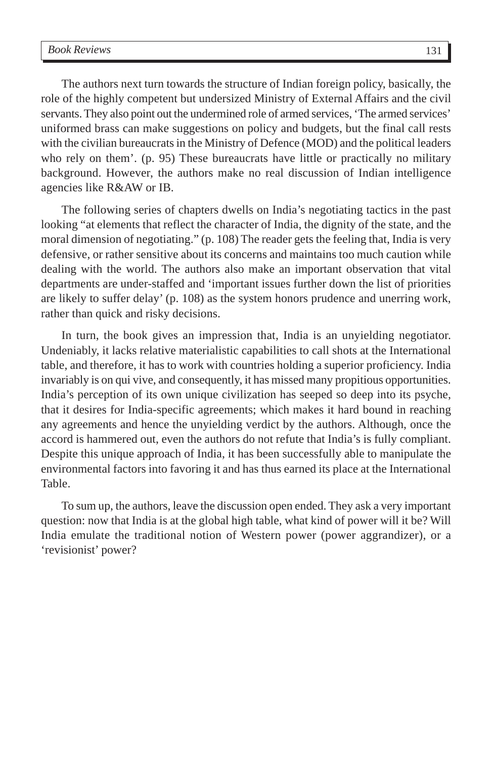The authors next turn towards the structure of Indian foreign policy, basically, the role of the highly competent but undersized Ministry of External Affairs and the civil servants. They also point out the undermined role of armed services, 'The armed services' uniformed brass can make suggestions on policy and budgets, but the final call rests with the civilian bureaucrats in the Ministry of Defence (MOD) and the political leaders who rely on them'. (p. 95) These bureaucrats have little or practically no military background. However, the authors make no real discussion of Indian intelligence agencies like R&AW or IB.

The following series of chapters dwells on India's negotiating tactics in the past looking "at elements that reflect the character of India, the dignity of the state, and the moral dimension of negotiating." (p. 108) The reader gets the feeling that, India is very defensive, or rather sensitive about its concerns and maintains too much caution while dealing with the world. The authors also make an important observation that vital departments are under-staffed and 'important issues further down the list of priorities are likely to suffer delay' (p. 108) as the system honors prudence and unerring work, rather than quick and risky decisions.

In turn, the book gives an impression that, India is an unyielding negotiator. Undeniably, it lacks relative materialistic capabilities to call shots at the International table, and therefore, it has to work with countries holding a superior proficiency. India invariably is on qui vive, and consequently, it has missed many propitious opportunities. India's perception of its own unique civilization has seeped so deep into its psyche, that it desires for India-specific agreements; which makes it hard bound in reaching any agreements and hence the unyielding verdict by the authors. Although, once the accord is hammered out, even the authors do not refute that India's is fully compliant. Despite this unique approach of India, it has been successfully able to manipulate the environmental factors into favoring it and has thus earned its place at the International Table.

To sum up, the authors, leave the discussion open ended. They ask a very important question: now that India is at the global high table, what kind of power will it be? Will India emulate the traditional notion of Western power (power aggrandizer), or a 'revisionist' power?